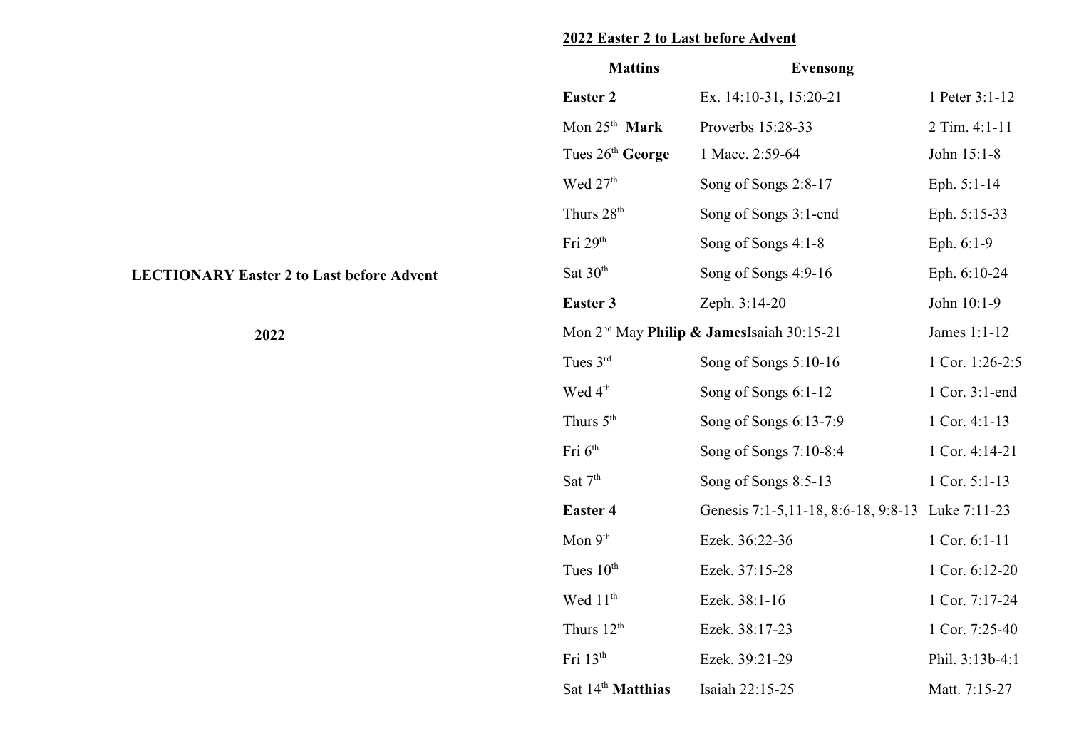**LECTIONARY Easter 2 to Last before Advent**

**2022**

**2022 Easter 2 to Last before Advent**

| **Mattins** | **Evensong** | |
|---|---|---|
| **Easter 2** | Ex. 14:10-31, 15:20-21 | 1 Peter 3:1-12 |
| Mon 25th **Mark** | Proverbs 15:28-33 | 2 Tim. 4:1-11 |
| Tues 26th **George** | 1 Macc. 2:59-64 | John 15:1-8 |
| Wed 27th | Song of Songs 2:8-17 | Eph. 5:1-14 |
| Thurs 28th | Song of Songs 3:1-end | Eph. 5:15-33 |
| Fri 29th | Song of Songs 4:1-8 | Eph. 6:1-9 |
| Sat 30th | Song of Songs 4:9-16 | Eph. 6:10-24 |
| **Easter 3** | Zeph. 3:14-20 | John 10:1-9 |
| Mon 2nd May **Philip & James** | Isaiah 30:15-21 | James 1:1-12 |
| Tues 3rd | Song of Songs 5:10-16 | 1 Cor. 1:26-2:5 |
| Wed 4th | Song of Songs 6:1-12 | 1 Cor. 3:1-end |
| Thurs 5th | Song of Songs 6:13-7:9 | 1 Cor. 4:1-13 |
| Fri 6th | Song of Songs 7:10-8:4 | 1 Cor. 4:14-21 |
| Sat 7th | Song of Songs 8:5-13 | 1 Cor. 5:1-13 |
| **Easter 4** | Genesis 7:1-5,11-18, 8:6-18, 9:8-13 | Luke 7:11-23 |
| Mon 9th | Ezek. 36:22-36 | 1 Cor. 6:1-11 |
| Tues 10th | Ezek. 37:15-28 | 1 Cor. 6:12-20 |
| Wed 11th | Ezek. 38:1-16 | 1 Cor. 7:17-24 |
| Thurs 12th | Ezek. 38:17-23 | 1 Cor. 7:25-40 |
| Fri 13th | Ezek. 39:21-29 | Phil. 3:13b-4:1 |
| Sat 14th **Matthias** | Isaiah 22:15-25 | Matt. 7:15-27 |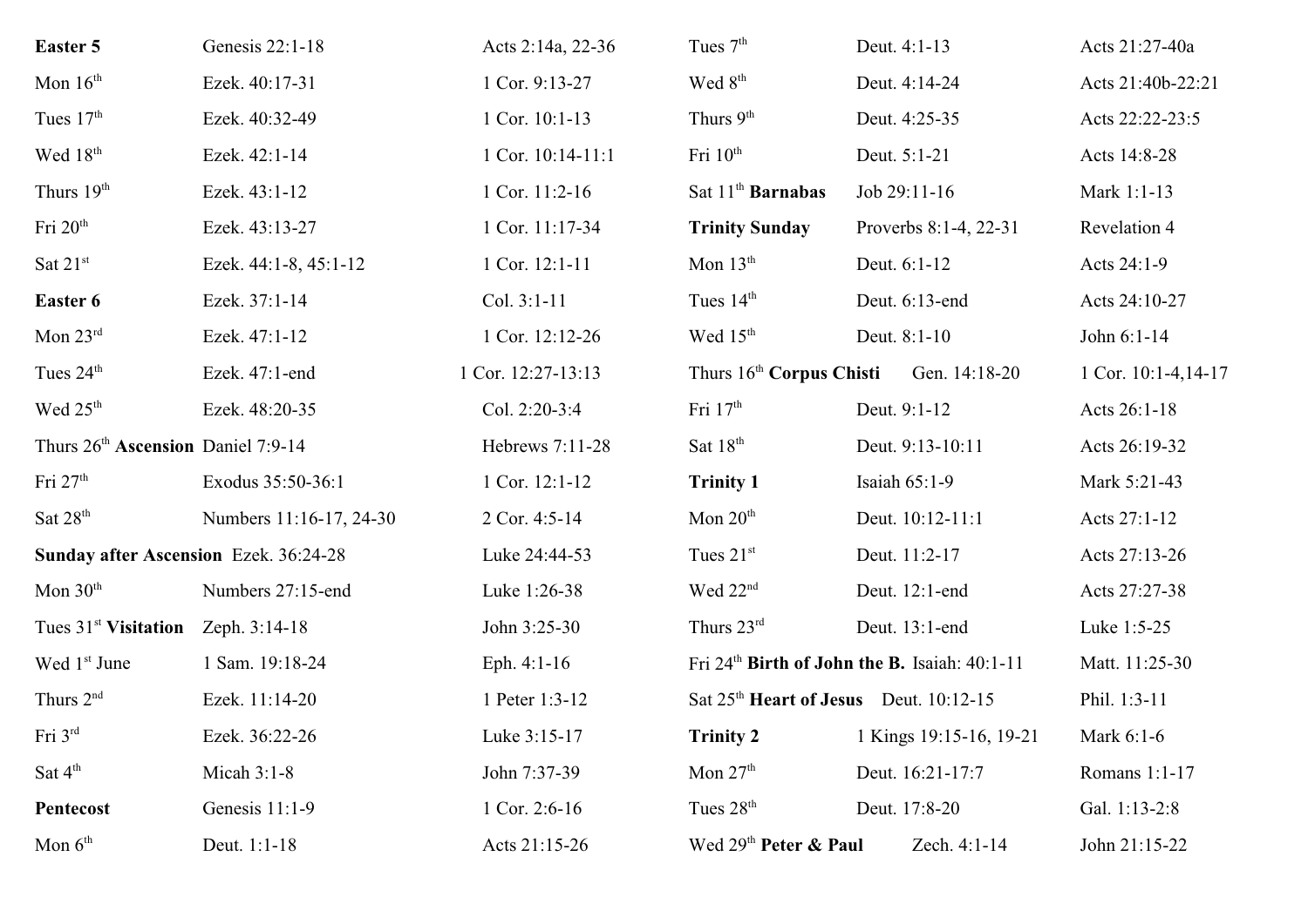| | | |
|---|---|---|
| **Easter 5** | Genesis 22:1-18 | Acts 2:14a, 22-36 |
| Mon 16th | Ezek. 40:17-31 | 1 Cor. 9:13-27 |
| Tues 17th | Ezek. 40:32-49 | 1 Cor. 10:1-13 |
| Wed 18th | Ezek. 42:1-14 | 1 Cor. 10:14-11:1 |
| Thurs 19th | Ezek. 43:1-12 | 1 Cor. 11:2-16 |
| Fri 20th | Ezek. 43:13-27 | 1 Cor. 11:17-34 |
| Sat 21st | Ezek. 44:1-8, 45:1-12 | 1 Cor. 12:1-11 |
| **Easter 6** | Ezek. 37:1-14 | Col. 3:1-11 |
| Mon 23rd | Ezek. 47:1-12 | 1 Cor. 12:12-26 |
| Tues 24th | Ezek. 47:1-end | 1 Cor. 12:27-13:13 |
| Wed 25th | Ezek. 48:20-35 | Col. 2:20-3:4 |
| Thurs 26th **Ascension** | Daniel 7:9-14 | Hebrews 7:11-28 |
| Fri 27th | Exodus 35:50-36:1 | 1 Cor. 12:1-12 |
| Sat 28th | Numbers 11:16-17, 24-30 | 2 Cor. 4:5-14 |
| **Sunday after Ascension** | Ezek. 36:24-28 | Luke 24:44-53 |
| Mon 30th | Numbers 27:15-end | Luke 1:26-38 |
| Tues 31st **Visitation** | Zeph. 3:14-18 | John 3:25-30 |
| Wed 1st June | 1 Sam. 19:18-24 | Eph. 4:1-16 |
| Thurs 2nd | Ezek. 11:14-20 | 1 Peter 1:3-12 |
| Fri 3rd | Ezek. 36:22-26 | Luke 3:15-17 |
| Sat 4th | Micah 3:1-8 | John 7:37-39 |
| **Pentecost** | Genesis 11:1-9 | 1 Cor. 2:6-16 |
| Mon 6th | Deut. 1:1-18 | Acts 21:15-26 |
| Tues 7th | Deut. 4:1-13 | Acts 21:27-40a |
| Wed 8th | Deut. 4:14-24 | Acts 21:40b-22:21 |
| Thurs 9th | Deut. 4:25-35 | Acts 22:22-23:5 |
| Fri 10th | Deut. 5:1-21 | Acts 14:8-28 |
| Sat 11th **Barnabas** | Job 29:11-16 | Mark 1:1-13 |
| **Trinity Sunday** | Proverbs 8:1-4, 22-31 | Revelation 4 |
| Mon 13th | Deut. 6:1-12 | Acts 24:1-9 |
| Tues 14th | Deut. 6:13-end | Acts 24:10-27 |
| Wed 15th | Deut. 8:1-10 | John 6:1-14 |
| Thurs 16th **Corpus Chisti** | Gen. 14:18-20 | 1 Cor. 10:1-4,14-17 |
| Fri 17th | Deut. 9:1-12 | Acts 26:1-18 |
| Sat 18th | Deut. 9:13-10:11 | Acts 26:19-32 |
| **Trinity 1** | Isaiah 65:1-9 | Mark 5:21-43 |
| Mon 20th | Deut. 10:12-11:1 | Acts 27:1-12 |
| Tues 21st | Deut. 11:2-17 | Acts 27:13-26 |
| Wed 22nd | Deut. 12:1-end | Acts 27:27-38 |
| Thurs 23rd | Deut. 13:1-end | Luke 1:5-25 |
| Fri 24th **Birth of John the B.** | Isaiah: 40:1-11 | Matt. 11:25-30 |
| Sat 25th **Heart of Jesus** | Deut. 10:12-15 | Phil. 1:3-11 |
| **Trinity 2** | 1 Kings 19:15-16, 19-21 | Mark 6:1-6 |
| Mon 27th | Deut. 16:21-17:7 | Romans 1:1-17 |
| Tues 28th | Deut. 17:8-20 | Gal. 1:13-2:8 |
| Wed 29th **Peter & Paul** | Zech. 4:1-14 | John 21:15-22 |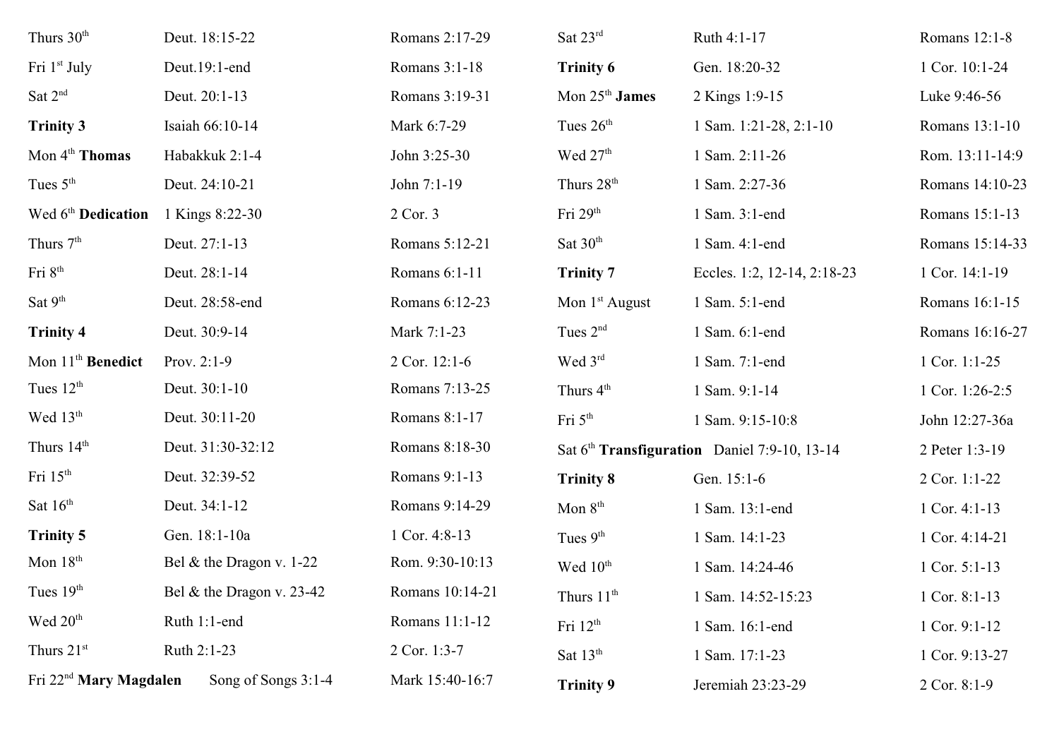| | | |
|---|---|---|
| Thurs 30th | Deut. 18:15-22 | Romans 2:17-29 |
| Fri 1st July | Deut.19:1-end | Romans 3:1-18 |
| Sat 2nd | Deut. 20:1-13 | Romans 3:19-31 |
| **Trinity 3** | Isaiah 66:10-14 | Mark 6:7-29 |
| Mon 4th **Thomas** | Habakkuk 2:1-4 | John 3:25-30 |
| Tues 5th | Deut. 24:10-21 | John 7:1-19 |
| Wed 6th **Dedication** | 1 Kings 8:22-30 | 2 Cor. 3 |
| Thurs 7th | Deut. 27:1-13 | Romans 5:12-21 |
| Fri 8th | Deut. 28:1-14 | Romans 6:1-11 |
| Sat 9th | Deut. 28:58-end | Romans 6:12-23 |
| **Trinity 4** | Deut. 30:9-14 | Mark 7:1-23 |
| Mon 11th **Benedict** | Prov. 2:1-9 | 2 Cor. 12:1-6 |
| Tues 12th | Deut. 30:1-10 | Romans 7:13-25 |
| Wed 13th | Deut. 30:11-20 | Romans 8:1-17 |
| Thurs 14th | Deut. 31:30-32:12 | Romans 8:18-30 |
| Fri 15th | Deut. 32:39-52 | Romans 9:1-13 |
| Sat 16th | Deut. 34:1-12 | Romans 9:14-29 |
| **Trinity 5** | Gen. 18:1-10a | 1 Cor. 4:8-13 |
| Mon 18th | Bel & the Dragon v. 1-22 | Rom. 9:30-10:13 |
| Tues 19th | Bel & the Dragon v. 23-42 | Romans 10:14-21 |
| Wed 20th | Ruth 1:1-end | Romans 11:1-12 |
| Thurs 21st | Ruth 2:1-23 | 2 Cor. 1:3-7 |
| Fri 22nd **Mary Magdalen** | Song of Songs 3:1-4 | Mark 15:40-16:7 |
| Sat 23rd | Ruth 4:1-17 | Romans 12:1-8 |
| **Trinity 6** | Gen. 18:20-32 | 1 Cor. 10:1-24 |
| Mon 25th **James** | 2 Kings 1:9-15 | Luke 9:46-56 |
| Tues 26th | 1 Sam. 1:21-28, 2:1-10 | Romans 13:1-10 |
| Wed 27th | 1 Sam. 2:11-26 | Rom. 13:11-14:9 |
| Thurs 28th | 1 Sam. 2:27-36 | Romans 14:10-23 |
| Fri 29th | 1 Sam. 3:1-end | Romans 15:1-13 |
| Sat 30th | 1 Sam. 4:1-end | Romans 15:14-33 |
| **Trinity 7** | Eccles. 1:2, 12-14, 2:18-23 | 1 Cor. 14:1-19 |
| Mon 1st August | 1 Sam. 5:1-end | Romans 16:1-15 |
| Tues 2nd | 1 Sam. 6:1-end | Romans 16:16-27 |
| Wed 3rd | 1 Sam. 7:1-end | 1 Cor. 1:1-25 |
| Thurs 4th | 1 Sam. 9:1-14 | 1 Cor. 1:26-2:5 |
| Fri 5th | 1 Sam. 9:15-10:8 | John 12:27-36a |
| Sat 6th **Transfiguration** | Daniel 7:9-10, 13-14 | 2 Peter 1:3-19 |
| **Trinity 8** | Gen. 15:1-6 | 2 Cor. 1:1-22 |
| Mon 8th | 1 Sam. 13:1-end | 1 Cor. 4:1-13 |
| Tues 9th | 1 Sam. 14:1-23 | 1 Cor. 4:14-21 |
| Wed 10th | 1 Sam. 14:24-46 | 1 Cor. 5:1-13 |
| Thurs 11th | 1 Sam. 14:52-15:23 | 1 Cor. 8:1-13 |
| Fri 12th | 1 Sam. 16:1-end | 1 Cor. 9:1-12 |
| Sat 13th | 1 Sam. 17:1-23 | 1 Cor. 9:13-27 |
| **Trinity 9** | Jeremiah 23:23-29 | 2 Cor. 8:1-9 |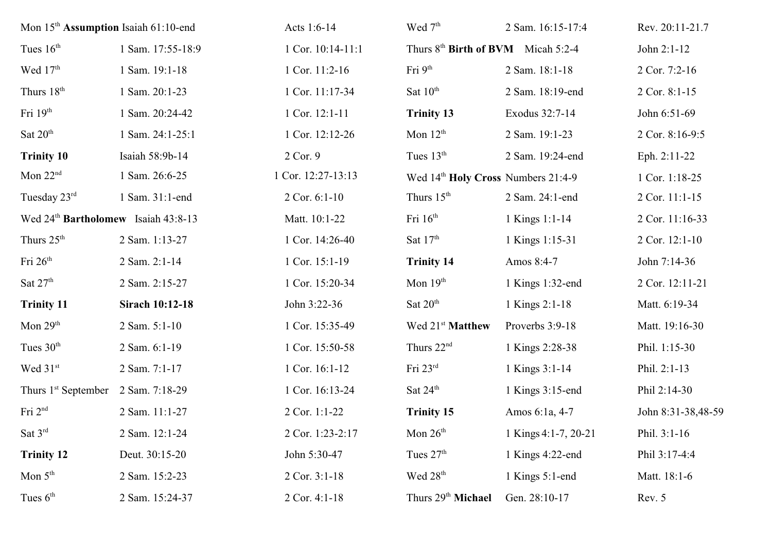| | | |
|---|---|---|
| Mon 15th **Assumption** | Isaiah 61:10-end | Acts 1:6-14 |
| Tues 16th | 1 Sam. 17:55-18:9 | 1 Cor. 10:14-11:1 |
| Wed 17th | 1 Sam. 19:1-18 | 1 Cor. 11:2-16 |
| Thurs 18th | 1 Sam. 20:1-23 | 1 Cor. 11:17-34 |
| Fri 19th | 1 Sam. 20:24-42 | 1 Cor. 12:1-11 |
| Sat 20th | 1 Sam. 24:1-25:1 | 1 Cor. 12:12-26 |
| **Trinity 10** | Isaiah 58:9b-14 | 2 Cor. 9 |
| Mon 22nd | 1 Sam. 26:6-25 | 1 Cor. 12:27-13:13 |
| Tuesday 23rd | 1 Sam. 31:1-end | 2 Cor. 6:1-10 |
| Wed 24th **Bartholomew** | Isaiah 43:8-13 | Matt. 10:1-22 |
| Thurs 25th | 2 Sam. 1:13-27 | 1 Cor. 14:26-40 |
| Fri 26th | 2 Sam. 2:1-14 | 1 Cor. 15:1-19 |
| Sat 27th | 2 Sam. 2:15-27 | 1 Cor. 15:20-34 |
| **Trinity 11** | **Sirach 10:12-18** | John 3:22-36 |
| Mon 29th | 2 Sam. 5:1-10 | 1 Cor. 15:35-49 |
| Tues 30th | 2 Sam. 6:1-19 | 1 Cor. 15:50-58 |
| Wed 31st | 2 Sam. 7:1-17 | 1 Cor. 16:1-12 |
| Thurs 1st September | 2 Sam. 7:18-29 | 1 Cor. 16:13-24 |
| Fri 2nd | 2 Sam. 11:1-27 | 2 Cor. 1:1-22 |
| Sat 3rd | 2 Sam. 12:1-24 | 2 Cor. 1:23-2:17 |
| **Trinity 12** | Deut. 30:15-20 | John 5:30-47 |
| Mon 5th | 2 Sam. 15:2-23 | 2 Cor. 3:1-18 |
| Tues 6th | 2 Sam. 15:24-37 | 2 Cor. 4:1-18 |
| Wed 7th | 2 Sam. 16:15-17:4 | Rev. 20:11-21.7 |
| Thurs 8th **Birth of BVM** | Micah 5:2-4 | John 2:1-12 |
| Fri 9th | 2 Sam. 18:1-18 | 2 Cor. 7:2-16 |
| Sat 10th | 2 Sam. 18:19-end | 2 Cor. 8:1-15 |
| **Trinity 13** | Exodus 32:7-14 | John 6:51-69 |
| Mon 12th | 2 Sam. 19:1-23 | 2 Cor. 8:16-9:5 |
| Tues 13th | 2 Sam. 19:24-end | Eph. 2:11-22 |
| Wed 14th **Holy Cross** | Numbers 21:4-9 | 1 Cor. 1:18-25 |
| Thurs 15th | 2 Sam. 24:1-end | 2 Cor. 11:1-15 |
| Fri 16th | 1 Kings 1:1-14 | 2 Cor. 11:16-33 |
| Sat 17th | 1 Kings 1:15-31 | 2 Cor. 12:1-10 |
| **Trinity 14** | Amos 8:4-7 | John 7:14-36 |
| Mon 19th | 1 Kings 1:32-end | 2 Cor. 12:11-21 |
| Sat 20th | 1 Kings 2:1-18 | Matt. 6:19-34 |
| Wed 21st **Matthew** | Proverbs 3:9-18 | Matt. 19:16-30 |
| Thurs 22nd | 1 Kings 2:28-38 | Phil. 1:15-30 |
| Fri 23rd | 1 Kings 3:1-14 | Phil. 2:1-13 |
| Sat 24th | 1 Kings 3:15-end | Phil 2:14-30 |
| **Trinity 15** | Amos 6:1a, 4-7 | John 8:31-38,48-59 |
| Mon 26th | 1 Kings 4:1-7, 20-21 | Phil. 3:1-16 |
| Tues 27th | 1 Kings 4:22-end | Phil 3:17-4:4 |
| Wed 28th | 1 Kings 5:1-end | Matt. 18:1-6 |
| Thurs 29th **Michael** | Gen. 28:10-17 | Rev. 5 |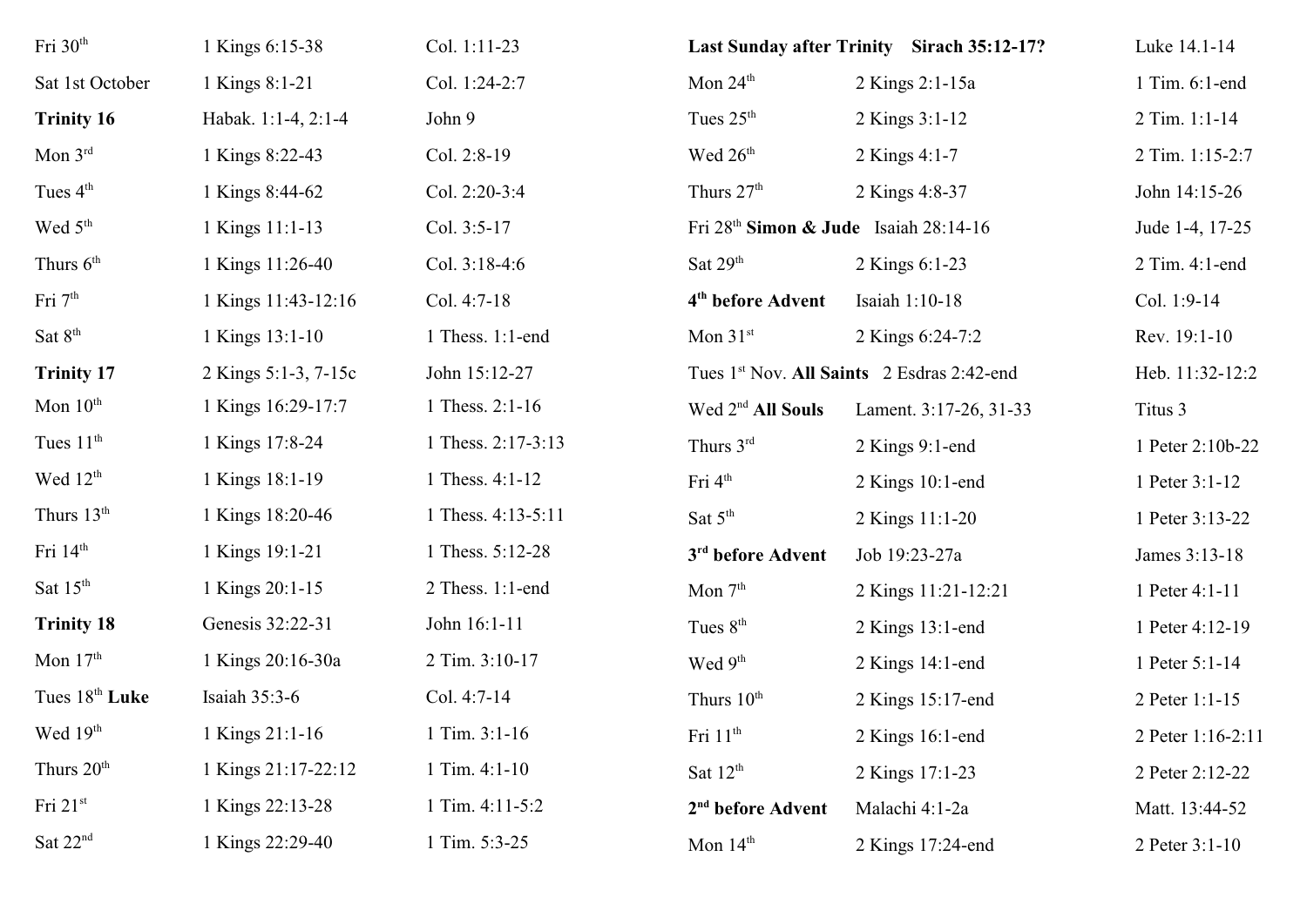| | | |
|---|---|---|
| Fri 30th | 1 Kings 6:15-38 | Col. 1:11-23 |
| Sat 1st October | 1 Kings 8:1-21 | Col. 1:24-2:7 |
| **Trinity 16** | Habak. 1:1-4, 2:1-4 | John 9 |
| Mon 3rd | 1 Kings 8:22-43 | Col. 2:8-19 |
| Tues 4th | 1 Kings 8:44-62 | Col. 2:20-3:4 |
| Wed 5th | 1 Kings 11:1-13 | Col. 3:5-17 |
| Thurs 6th | 1 Kings 11:26-40 | Col. 3:18-4:6 |
| Fri 7th | 1 Kings 11:43-12:16 | Col. 4:7-18 |
| Sat 8th | 1 Kings 13:1-10 | 1 Thess. 1:1-end |
| **Trinity 17** | 2 Kings 5:1-3, 7-15c | John 15:12-27 |
| Mon 10th | 1 Kings 16:29-17:7 | 1 Thess. 2:1-16 |
| Tues 11th | 1 Kings 17:8-24 | 1 Thess. 2:17-3:13 |
| Wed 12th | 1 Kings 18:1-19 | 1 Thess. 4:1-12 |
| Thurs 13th | 1 Kings 18:20-46 | 1 Thess. 4:13-5:11 |
| Fri 14th | 1 Kings 19:1-21 | 1 Thess. 5:12-28 |
| Sat 15th | 1 Kings 20:1-15 | 2 Thess. 1:1-end |
| **Trinity 18** | Genesis 32:22-31 | John 16:1-11 |
| Mon 17th | 1 Kings 20:16-30a | 2 Tim. 3:10-17 |
| Tues 18th **Luke** | Isaiah 35:3-6 | Col. 4:7-14 |
| Wed 19th | 1 Kings 21:1-16 | 1 Tim. 3:1-16 |
| Thurs 20th | 1 Kings 21:17-22:12 | 1 Tim. 4:1-10 |
| Fri 21st | 1 Kings 22:13-28 | 1 Tim. 4:11-5:2 |
| Sat 22nd | 1 Kings 22:29-40 | 1 Tim. 5:3-25 |
| **Last Sunday after Trinity** | **Sirach 35:12-17?** | Luke 14.1-14 |
| Mon 24th | 2 Kings 2:1-15a | 1 Tim. 6:1-end |
| Tues 25th | 2 Kings 3:1-12 | 2 Tim. 1:1-14 |
| Wed 26th | 2 Kings 4:1-7 | 2 Tim. 1:15-2:7 |
| Thurs 27th | 2 Kings 4:8-37 | John 14:15-26 |
| Fri 28th **Simon & Jude** | Isaiah 28:14-16 | Jude 1-4, 17-25 |
| Sat 29th | 2 Kings 6:1-23 | 2 Tim. 4:1-end |
| **4th before Advent** | Isaiah 1:10-18 | Col. 1:9-14 |
| Mon 31st | 2 Kings 6:24-7:2 | Rev. 19:1-10 |
| Tues 1st Nov. **All Saints** | 2 Esdras 2:42-end | Heb. 11:32-12:2 |
| Wed 2nd **All Souls** | Lament. 3:17-26, 31-33 | Titus 3 |
| Thurs 3rd | 2 Kings 9:1-end | 1 Peter 2:10b-22 |
| Fri 4th | 2 Kings 10:1-end | 1 Peter 3:1-12 |
| Sat 5th | 2 Kings 11:1-20 | 1 Peter 3:13-22 |
| **3rd before Advent** | Job 19:23-27a | James 3:13-18 |
| Mon 7th | 2 Kings 11:21-12:21 | 1 Peter 4:1-11 |
| Tues 8th | 2 Kings 13:1-end | 1 Peter 4:12-19 |
| Wed 9th | 2 Kings 14:1-end | 1 Peter 5:1-14 |
| Thurs 10th | 2 Kings 15:17-end | 2 Peter 1:1-15 |
| Fri 11th | 2 Kings 16:1-end | 2 Peter 1:16-2:11 |
| Sat 12th | 2 Kings 17:1-23 | 2 Peter 2:12-22 |
| **2nd before Advent** | Malachi 4:1-2a | Matt. 13:44-52 |
| Mon 14th | 2 Kings 17:24-end | 2 Peter 3:1-10 |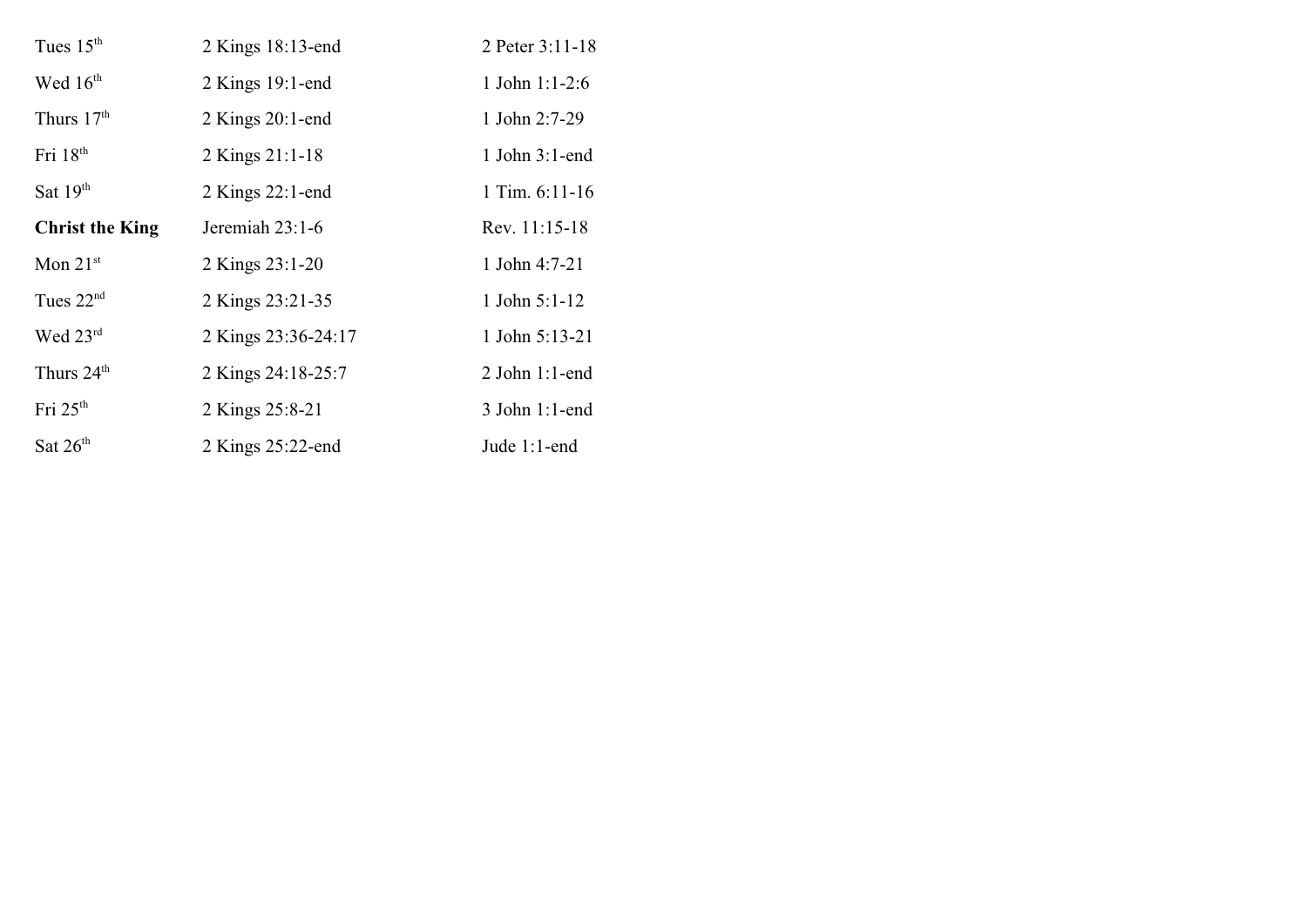| | | |
|---|---|---|
| Tues 15th | 2 Kings 18:13-end | 2 Peter 3:11-18 |
| Wed 16th | 2 Kings 19:1-end | 1 John 1:1-2:6 |
| Thurs 17th | 2 Kings 20:1-end | 1 John 2:7-29 |
| Fri 18th | 2 Kings 21:1-18 | 1 John 3:1-end |
| Sat 19th | 2 Kings 22:1-end | 1 Tim. 6:11-16 |
| **Christ the King** | Jeremiah 23:1-6 | Rev. 11:15-18 |
| Mon 21st | 2 Kings 23:1-20 | 1 John 4:7-21 |
| Tues 22nd | 2 Kings 23:21-35 | 1 John 5:1-12 |
| Wed 23rd | 2 Kings 23:36-24:17 | 1 John 5:13-21 |
| Thurs 24th | 2 Kings 24:18-25:7 | 2 John 1:1-end |
| Fri 25th | 2 Kings 25:8-21 | 3 John 1:1-end |
| Sat 26th | 2 Kings 25:22-end | Jude 1:1-end |